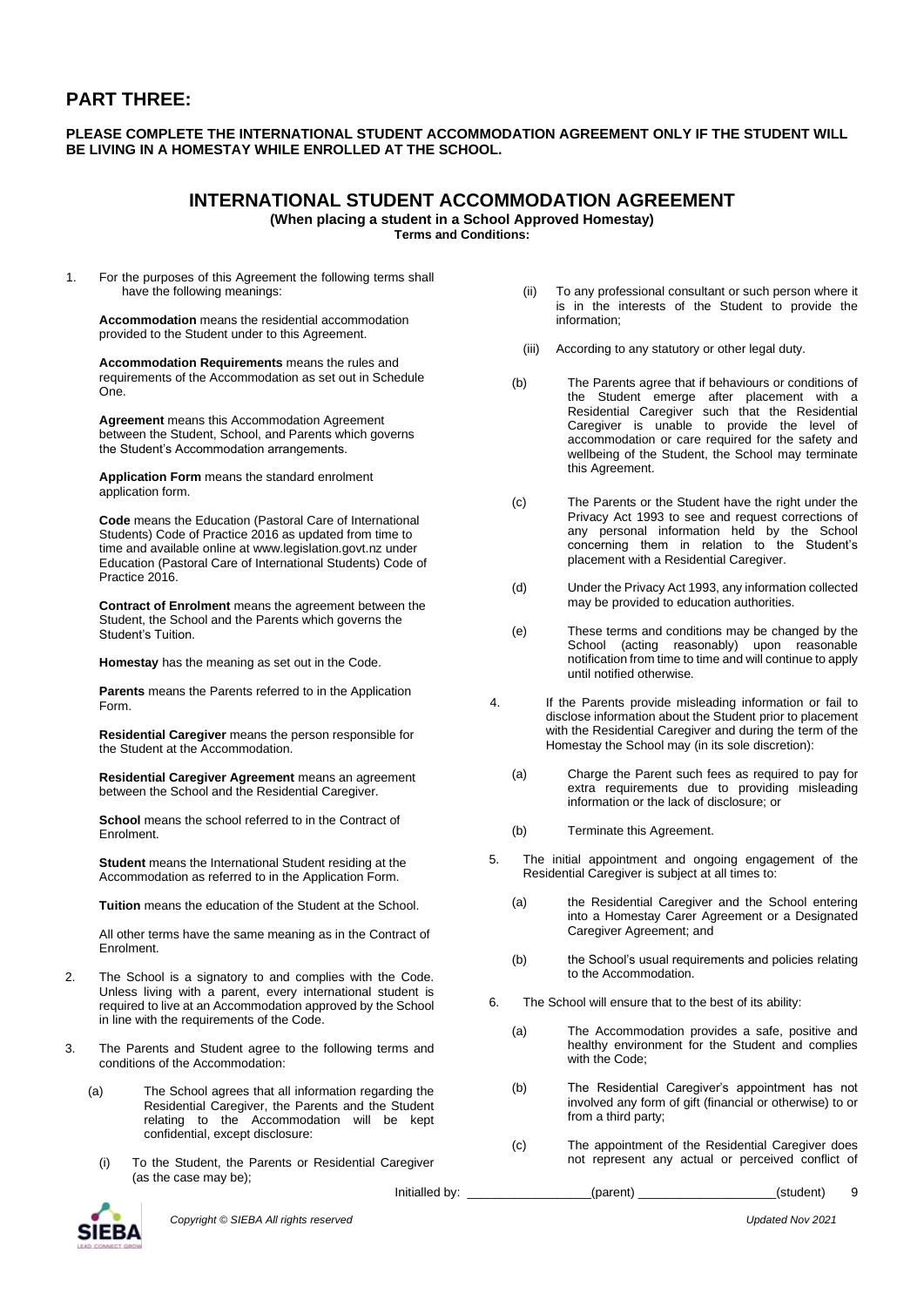# PART THREE:

**PLEASE COMPLETE THE INTERNATIONAL STUDENT ACCOMMODATION AGREEMENT ONLY IF THE STUDENT WILL BE LIVING IN A HOMESTAY WHILE ENROLLED AT THE SCHOOL.**

## INTERNATIONAL STUDENT ACCOMMODATION AGREEMENT

**(When placing a student in a School Approved Homestay)**
**Terms and Conditions:**

1. For the purposes of this Agreement the following terms shall have the following meanings:

   **Accommodation** means the residential accommodation provided to the Student under to this Agreement.

   **Accommodation Requirements** means the rules and requirements of the Accommodation as set out in Schedule One.

   **Agreement** means this Accommodation Agreement between the Student, School, and Parents which governs the Student's Accommodation arrangements.

   **Application Form** means the standard enrolment application form.

   **Code** means the Education (Pastoral Care of International Students) Code of Practice 2016 as updated from time to time and available online at www.legislation.govt.nz under Education (Pastoral Care of International Students) Code of Practice 2016.

   **Contract of Enrolment** means the agreement between the Student, the School and the Parents which governs the Student's Tuition.

   **Homestay** has the meaning as set out in the Code.

   **Parents** means the Parents referred to in the Application Form.

   **Residential Caregiver** means the person responsible for the Student at the Accommodation.

   **Residential Caregiver Agreement** means an agreement between the School and the Residential Caregiver.

   **School** means the school referred to in the Contract of Enrolment.

   **Student** means the International Student residing at the Accommodation as referred to in the Application Form.

   **Tuition** means the education of the Student at the School.

   All other terms have the same meaning as in the Contract of Enrolment.

2. The School is a signatory to and complies with the Code. Unless living with a parent, every international student is required to live at an Accommodation approved by the School in line with the requirements of the Code.

3. The Parents and Student agree to the following terms and conditions of the Accommodation:

   (a) The School agrees that all information regarding the Residential Caregiver, the Parents and the Student relating to the Accommodation will be kept confidential, except disclosure:

   (i) To the Student, the Parents or Residential Caregiver (as the case may be);

   (ii) To any professional consultant or such person where it is in the interests of the Student to provide the information;

   (iii) According to any statutory or other legal duty.

   (b) The Parents agree that if behaviours or conditions of the Student emerge after placement with a Residential Caregiver such that the Residential Caregiver is unable to provide the level of accommodation or care required for the safety and wellbeing of the Student, the School may terminate this Agreement.

   (c) The Parents or the Student have the right under the Privacy Act 1993 to see and request corrections of any personal information held by the School concerning them in relation to the Student's placement with a Residential Caregiver.

   (d) Under the Privacy Act 1993, any information collected may be provided to education authorities.

   (e) These terms and conditions may be changed by the School (acting reasonably) upon reasonable notification from time to time and will continue to apply until notified otherwise.

4. If the Parents provide misleading information or fail to disclose information about the Student prior to placement with the Residential Caregiver and during the term of the Homestay the School may (in its sole discretion):

   (a) Charge the Parent such fees as required to pay for extra requirements due to providing misleading information or the lack of disclosure; or

   (b) Terminate this Agreement.

5. The initial appointment and ongoing engagement of the Residential Caregiver is subject at all times to:

   (a) the Residential Caregiver and the School entering into a Homestay Carer Agreement or a Designated Caregiver Agreement; and

   (b) the School's usual requirements and policies relating to the Accommodation.

6. The School will ensure that to the best of its ability:

   (a) The Accommodation provides a safe, positive and healthy environment for the Student and complies with the Code;

   (b) The Residential Caregiver's appointment has not involved any form of gift (financial or otherwise) to or from a third party;

   (c) The appointment of the Residential Caregiver does not represent any actual or perceived conflict of

Initialled by: __________________(parent) ____________________(student)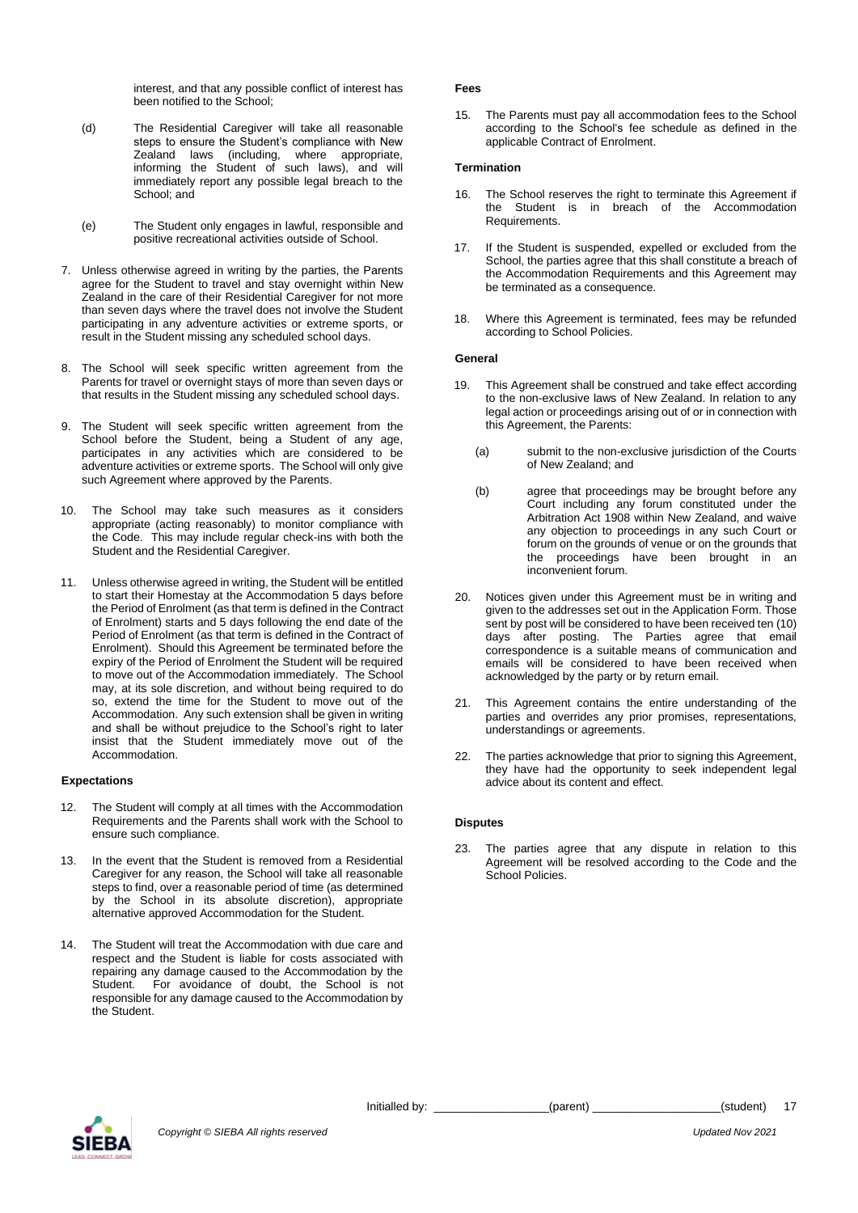interest, and that any possible conflict of interest has been notified to the School;

(d) The Residential Caregiver will take all reasonable steps to ensure the Student's compliance with New Zealand laws (including, where appropriate, informing the Student of such laws), and will immediately report any possible legal breach to the School; and

(e) The Student only engages in lawful, responsible and positive recreational activities outside of School.

7. Unless otherwise agreed in writing by the parties, the Parents agree for the Student to travel and stay overnight within New Zealand in the care of their Residential Caregiver for not more than seven days where the travel does not involve the Student participating in any adventure activities or extreme sports, or result in the Student missing any scheduled school days.

8. The School will seek specific written agreement from the Parents for travel or overnight stays of more than seven days or that results in the Student missing any scheduled school days.

9. The Student will seek specific written agreement from the School before the Student, being a Student of any age, participates in any activities which are considered to be adventure activities or extreme sports. The School will only give such Agreement where approved by the Parents.

10. The School may take such measures as it considers appropriate (acting reasonably) to monitor compliance with the Code. This may include regular check-ins with both the Student and the Residential Caregiver.

11. Unless otherwise agreed in writing, the Student will be entitled to start their Homestay at the Accommodation 5 days before the Period of Enrolment (as that term is defined in the Contract of Enrolment) starts and 5 days following the end date of the Period of Enrolment (as that term is defined in the Contract of Enrolment). Should this Agreement be terminated before the expiry of the Period of Enrolment the Student will be required to move out of the Accommodation immediately. The School may, at its sole discretion, and without being required to do so, extend the time for the Student to move out of the Accommodation. Any such extension shall be given in writing and shall be without prejudice to the School's right to later insist that the Student immediately move out of the Accommodation.

**Expectations**

12. The Student will comply at all times with the Accommodation Requirements and the Parents shall work with the School to ensure such compliance.

13. In the event that the Student is removed from a Residential Caregiver for any reason, the School will take all reasonable steps to find, over a reasonable period of time (as determined by the School in its absolute discretion), appropriate alternative approved Accommodation for the Student.

14. The Student will treat the Accommodation with due care and respect and the Student is liable for costs associated with repairing any damage caused to the Accommodation by the Student. For avoidance of doubt, the School is not responsible for any damage caused to the Accommodation by the Student.

**Fees**

15. The Parents must pay all accommodation fees to the School according to the School's fee schedule as defined in the applicable Contract of Enrolment.

**Termination**

16. The School reserves the right to terminate this Agreement if the Student is in breach of the Accommodation Requirements.

17. If the Student is suspended, expelled or excluded from the School, the parties agree that this shall constitute a breach of the Accommodation Requirements and this Agreement may be terminated as a consequence.

18. Where this Agreement is terminated, fees may be refunded according to School Policies.

**General**

19. This Agreement shall be construed and take effect according to the non-exclusive laws of New Zealand. In relation to any legal action or proceedings arising out of or in connection with this Agreement, the Parents:

(a) submit to the non-exclusive jurisdiction of the Courts of New Zealand; and

(b) agree that proceedings may be brought before any Court including any forum constituted under the Arbitration Act 1908 within New Zealand, and waive any objection to proceedings in any such Court or forum on the grounds of venue or on the grounds that the proceedings have been brought in an inconvenient forum.

20. Notices given under this Agreement must be in writing and given to the addresses set out in the Application Form. Those sent by post will be considered to have been received ten (10) days after posting. The Parties agree that email correspondence is a suitable means of communication and emails will be considered to have been received when acknowledged by the party or by return email.

21. This Agreement contains the entire understanding of the parties and overrides any prior promises, representations, understandings or agreements.

22. The parties acknowledge that prior to signing this Agreement, they have had the opportunity to seek independent legal advice about its content and effect.

**Disputes**

23. The parties agree that any dispute in relation to this Agreement will be resolved according to the Code and the School Policies.

Initialled by: ________________(parent) ________________(student)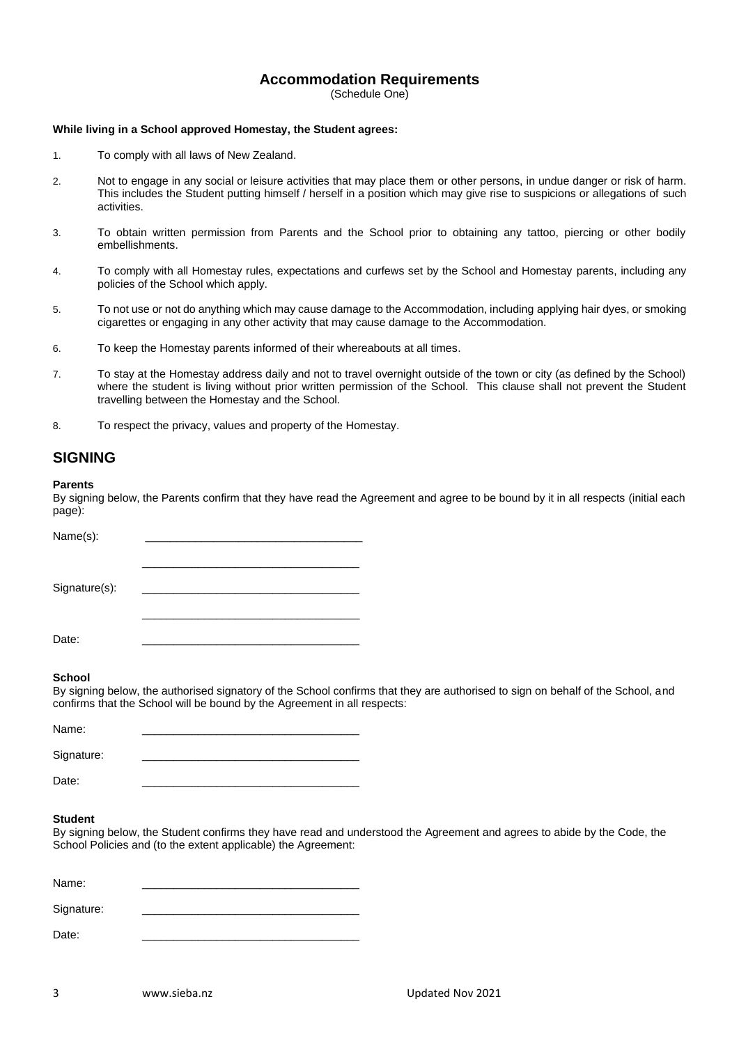# Accommodation Requirements

(Schedule One)

**While living in a School approved Homestay, the Student agrees:**

1. To comply with all laws of New Zealand.
2. Not to engage in any social or leisure activities that may place them or other persons, in undue danger or risk of harm. This includes the Student putting himself / herself in a position which may give rise to suspicions or allegations of such activities.
3. To obtain written permission from Parents and the School prior to obtaining any tattoo, piercing or other bodily embellishments.
4. To comply with all Homestay rules, expectations and curfews set by the School and Homestay parents, including any policies of the School which apply.
5. To not use or not do anything which may cause damage to the Accommodation, including applying hair dyes, or smoking cigarettes or engaging in any other activity that may cause damage to the Accommodation.
6. To keep the Homestay parents informed of their whereabouts at all times.
7. To stay at the Homestay address daily and not to travel overnight outside of the town or city (as defined by the School) where the student is living without prior written permission of the School. This clause shall not prevent the Student travelling between the Homestay and the School.
8. To respect the privacy, values and property of the Homestay.

## SIGNING

**Parents**

By signing below, the Parents confirm that they have read the Agreement and agree to be bound by it in all respects (initial each page):

Name(s): ___________________________________

___________________________________

Signature(s): ___________________________________

___________________________________

Date: ___________________________________

**School**

By signing below, the authorised signatory of the School confirms that they are authorised to sign on behalf of the School, and confirms that the School will be bound by the Agreement in all respects:

Name: ___________________________________

Signature: ___________________________________

Date: ___________________________________

**Student**

By signing below, the Student confirms they have read and understood the Agreement and agrees to abide by the Code, the School Policies and (to the extent applicable) the Agreement:

Name: ___________________________________

Signature: ___________________________________

Date: ___________________________________

www.sieba.nz Updated Nov 2021